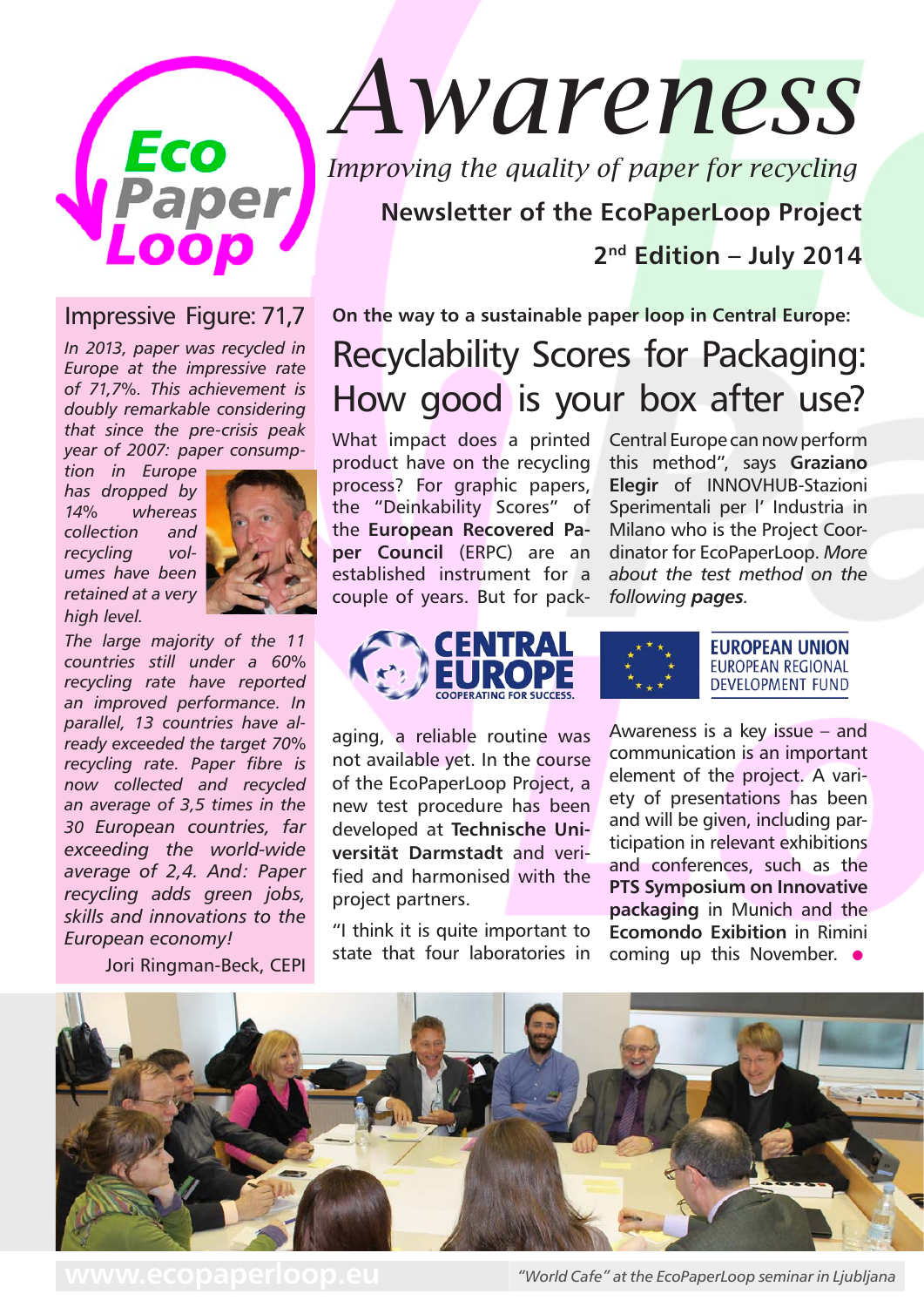# Awareness

*Improving the quality of paper for recycling*

**Newsletter of the EcoPaperLoop Project**

**2nd Edition – July 2014**

## Impressive Figure: 71,7

*In 2013, paper was recycled in Europe at the impressive rate of 71,7%. This achievement is doubly remarkable considering that since the pre-crisis peak year of 2007: paper consumption in Europe has dropped by 14% whereas collection and recycling volumes have been retained at a very high level.*

*The large majority of the 11 countries still under a 60% recycling rate have reported an improved performance. In parallel, 13 countries have already exceeded the target 70% recycling rate. Paper fibre is now collected and recycled an average of 3,5 times in the 30 European countries, far exceeding the world-wide average of 2,4. And: Paper recycling adds green jobs, skills and innovations to the European economy!*

Jori Ringman-Beck, CEPI

**On the way to a sustainable paper loop in Central Europe:**

## Recyclability Scores for Packaging: How good is your box after use?

What impact does a printed product have on the recycling process? For graphic papers, the "Deinkability Scores" of the **European Recovered Paper Council** (ERPC) are an established instrument for a couple of years. But for packaging, a reliable routine was not available yet. In the course of the EcoPaperLoop Project, a new test procedure has been developed at **Technische Universität Darmstadt** and verified and harmonised with the project partners.

"I think it is quite important to state that four laboratories in Central Europe can now perform this method", says **Graziano Elegir** of INNOVHUB-Stazioni Sperimentali per l' Industria in Milano who is the Project Coordinator for EcoPaperLoop. *More about the test method on the following **pages**.*

CENTRAL EUROPE COOPERATING FOR SUCCESS.

EUROPEAN UNION EUROPEAN REGIONAL DEVELOPMENT FUND

Awareness is a key issue – and communication is an important element of the project. A variety of presentations has been and will be given, including participation in relevant exhibitions and conferences, such as the **PTS Symposium on Innovative packaging** in Munich and the **Ecomondo Exibition** in Rimini coming up this November.

*"World Cafe" at the EcoPaperLoop seminar in Ljubljana*

www.ecopaperloop.eu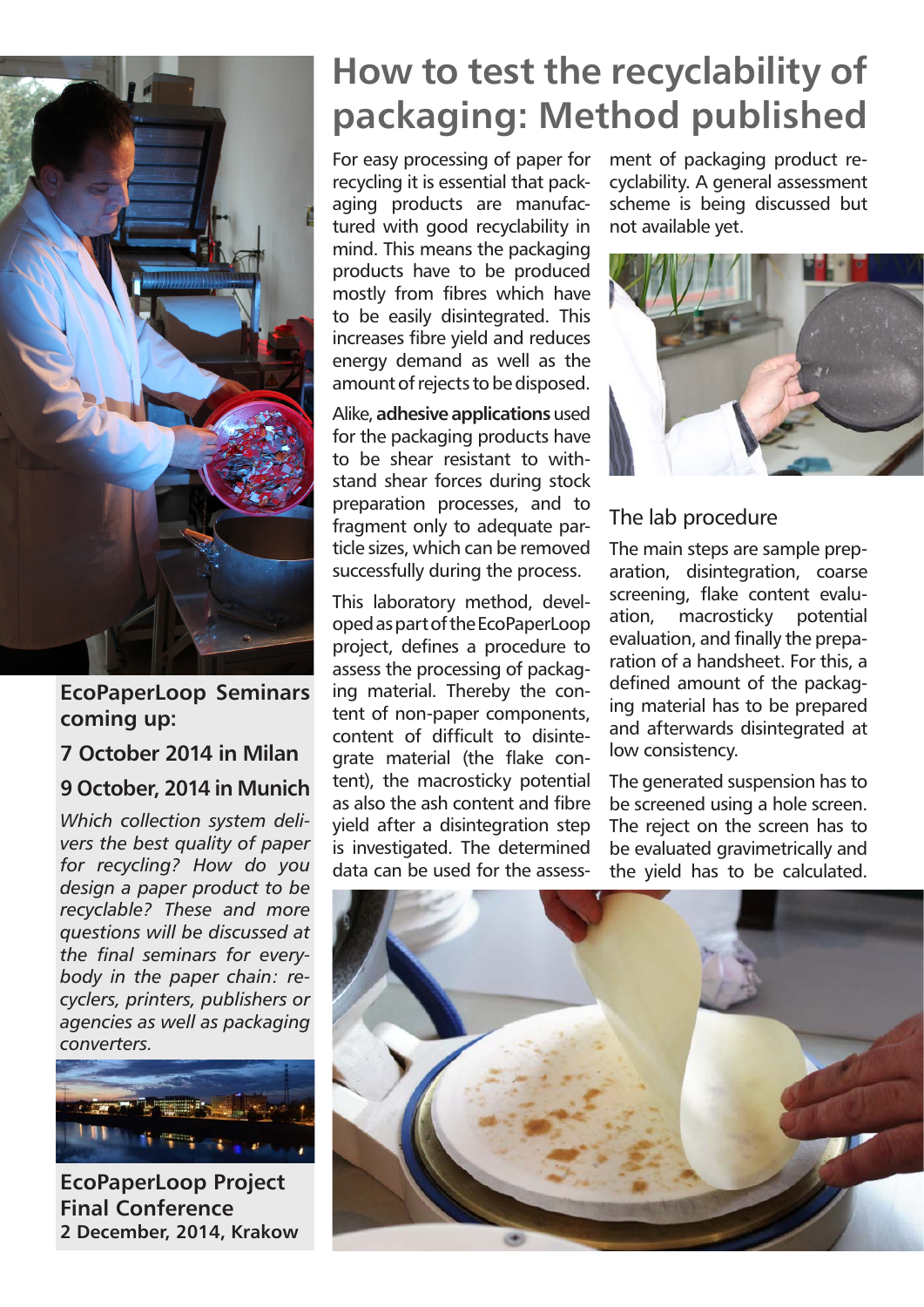# How to test the recyclability of packaging: Method published

For easy processing of paper for recycling it is essential that packaging products are manufactured with good recyclability in mind. This means the packaging products have to be produced mostly from fibres which have to be easily disintegrated. This increases fibre yield and reduces energy demand as well as the amount of rejects to be disposed.

Alike, **adhesive applications** used for the packaging products have to be shear resistant to withstand shear forces during stock preparation processes, and to fragment only to adequate particle sizes, which can be removed successfully during the process.

This laboratory method, developed as part of the EcoPaperLoop project, defines a procedure to assess the processing of packaging material. Thereby the content of non-paper components, content of difficult to disintegrate material (the flake content), the macrosticky potential as also the ash content and fibre yield after a disintegration step is investigated. The determined data can be used for the assessment of packaging product recyclability. A general assessment scheme is being discussed but not available yet.

## The lab procedure

The main steps are sample preparation, disintegration, coarse screening, flake content evaluation, macrosticky potential evaluation, and finally the preparation of a handsheet. For this, a defined amount of the packaging material has to be prepared and afterwards disintegrated at low consistency.

The generated suspension has to be screened using a hole screen. The reject on the screen has to be evaluated gravimetrically and the yield has to be calculated.

## EcoPaperLoop Seminars coming up:

### 7 October 2014 in Milan

### 9 October, 2014 in Munich

*Which collection system delivers the best quality of paper for recycling? How do you design a paper product to be recyclable? These and more questions will be discussed at the final seminars for everybody in the paper chain: recyclers, printers, publishers or agencies as well as packaging converters.*

## EcoPaperLoop Project Final Conference

**2 December, 2014, Krakow**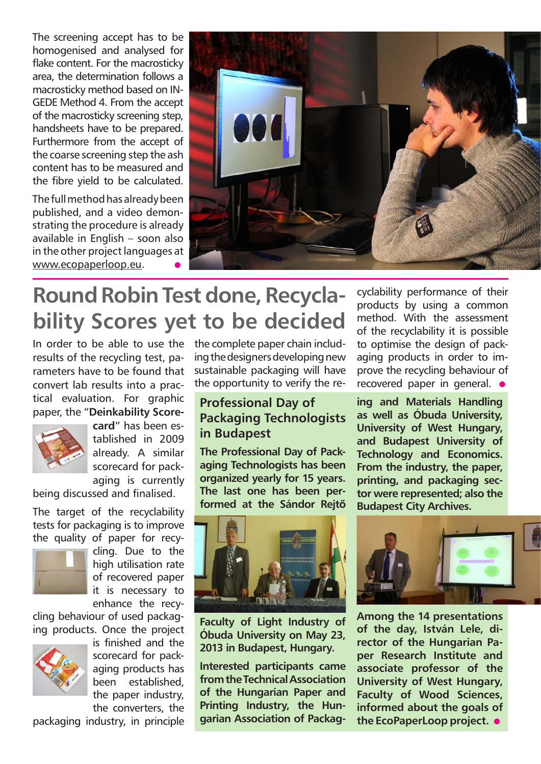The screening accept has to be homogenised and analysed for flake content. For the macrosticky area, the determination follows a macrosticky method based on INGEDE Method 4. From the accept of the macrosticky screening step, handsheets have to be prepared. Furthermore from the accept of the coarse screening step the ash content has to be measured and the fibre yield to be calculated.

The full method has already been published, and a video demonstrating the procedure is already available in English – soon also in the other project languages at www.ecopaperloop.eu.

# Round Robin Test done, Recyclability Scores yet to be decided

In order to be able to use the results of the recycling test, parameters have to be found that convert lab results into a practical evaluation. For graphic paper, the "**Deinkability Scorecard**" has been established in 2009 already. A similar scorecard for packaging is currently being discussed and finalised.

The target of the recyclability tests for packaging is to improve the quality of paper for recycling. Due to the high utilisation rate of recovered paper it is necessary to enhance the recycling behaviour of used packaging products. Once the project is finished and the scorecard for packaging products has been established, the paper industry, the converters, the packaging industry, in principle the complete paper chain including the designers developing new sustainable packaging will have the opportunity to verify the recyclability performance of their products by using a common method. With the assessment of the recyclability it is possible to optimise the design of packaging products in order to improve the recycling behaviour of recovered paper in general.

## Professional Day of Packaging Technologists in Budapest

**The Professional Day of Packaging Technologists has been organized yearly for 15 years. The last one has been performed at the Sándor Rejtő Faculty of Light Industry of Óbuda University on May 23, 2013 in Budapest, Hungary.**

**Interested participants came from the Technical Association of the Hungarian Paper and Printing Industry, the Hungarian Association of Packaging and Materials Handling as well as Óbuda University, University of West Hungary, and Budapest University of Technology and Economics. From the industry, the paper, printing, and packaging sector were represented; also the Budapest City Archives.**

**Among the 14 presentations of the day, István Lele, director of the Hungarian Paper Research Institute and associate professor of the University of West Hungary, Faculty of Wood Sciences, informed about the goals of the EcoPaperLoop project.**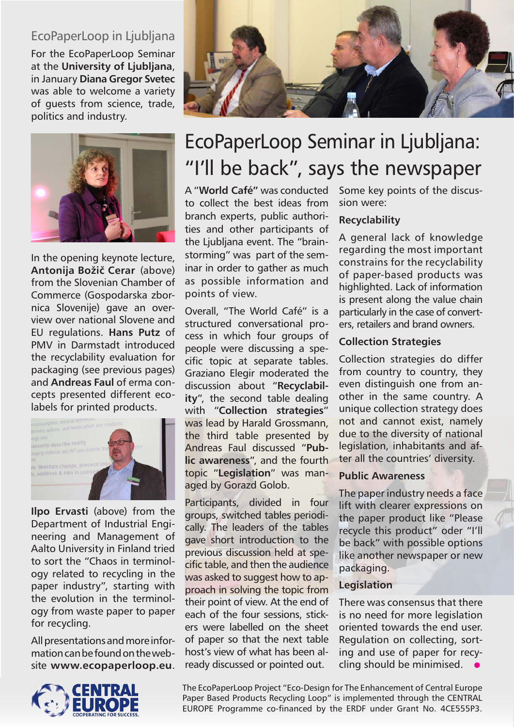## EcoPaperLoop in Ljubljana

For the EcoPaperLoop Seminar at the **University of Ljubljana**, in January **Diana Gregor Svetec** was able to welcome a variety of guests from science, trade, politics and industry.

In the opening keynote lecture, **Antonija Božič Cerar** (above) from the Slovenian Chamber of Commerce (Gospodarska zbornica Slovenije) gave an overview over national Slovene and EU regulations. **Hans Putz** of PMV in Darmstadt introduced the recyclability evaluation for packaging (see previous pages) and **Andreas Faul** of erma concepts presented different eco-labels for printed products.

**Ilpo Ervasti** (above) from the Department of Industrial Engineering and Management of Aalto University in Finland tried to sort the "Chaos in terminology related to recycling in the paper industry", starting with the evolution in the terminology from waste paper to paper for recycling.

All presentations and more information can be found on the website **www.ecopaperloop.eu**.

# EcoPaperLoop Seminar in Ljubljana: "I'll be back", says the newspaper

A "**World Café**" was conducted to collect the best ideas from branch experts, public authorities and other participants of the Ljubljana event. The "brainstorming" was part of the seminar in order to gather as much as possible information and points of view.

Overall, "The World Café" is a structured conversational process in which four groups of people were discussing a specific topic at separate tables. Graziano Elegir moderated the discussion about "**Recyclability**", the second table dealing with "**Collection strategies**" was lead by Harald Grossmann, the third table presented by Andreas Faul discussed "**Public awareness**", and the fourth topic "**Legislation**" was managed by Gorazd Golob.

Participants, divided in four groups, switched tables periodically. The leaders of the tables gave short introduction to the previous discussion held at specific table, and then the audience was asked to suggest how to approach in solving the topic from their point of view. At the end of each of the four sessions, stickers were labelled on the sheet of paper so that the next table host's view of what has been already discussed or pointed out.

Some key points of the discussion were:

### Recyclability

A general lack of knowledge regarding the most important constrains for the recyclability of paper-based products was highlighted. Lack of information is present along the value chain particularly in the case of converters, retailers and brand owners.

### Collection Strategies

Collection strategies do differ from country to country, they even distinguish one from another in the same country. A unique collection strategy does not and cannot exist, namely due to the diversity of national legislation, inhabitants and after all the countries' diversity.

### Public Awareness

The paper industry needs a face lift with clearer expressions on the paper product like "Please recycle this product" oder "I'll be back" with possible options like another newspaper or new packaging.

### Legislation

There was consensus that there is no need for more legislation oriented towards the end user. Regulation on collecting, sorting and use of paper for recycling should be minimised.

CENTRAL EUROPE COOPERATING FOR SUCCESS.

The EcoPaperLoop Project "Eco-Design for The Enhancement of Central Europe Paper Based Products Recycling Loop" is implemented through the CENTRAL EUROPE Programme co-financed by the ERDF under Grant No. 4CE555P3.